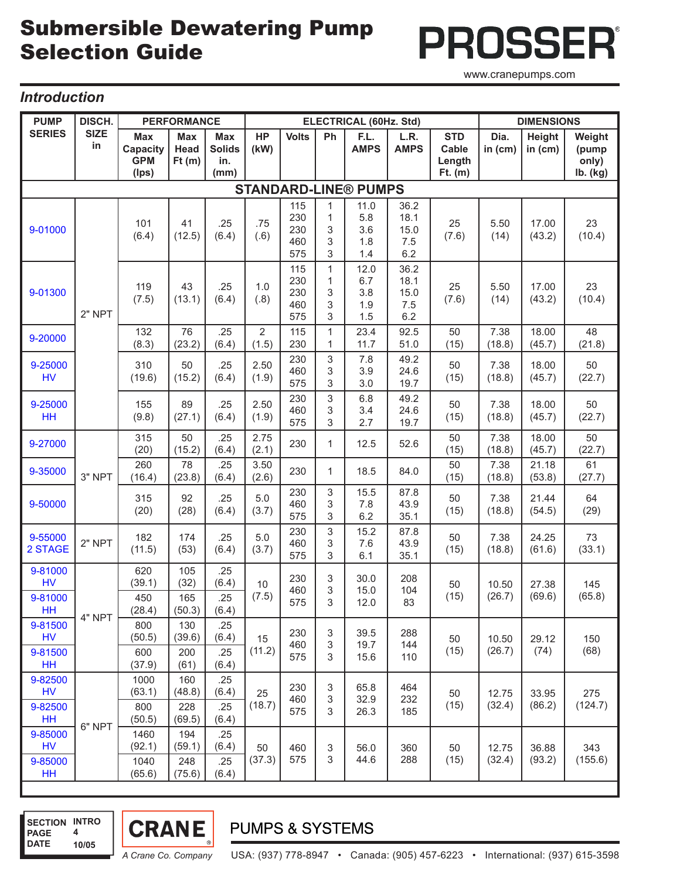# Submersible Dewatering Pump Selection Guide

**PROSSER®**

www.cranepumps.com

## *Introduction*

| PUMP SERIES | DISCH. SIZE in | PERFORMANCE | | | ELECTRICAL (60Hz. Std) | | | | | | DIMENSIONS | | |
|---|---|---|---|---|---|---|---|---|---|---|---|---|---|
| | | Max Capacity GPM (lps) | Max Head Ft (m) | Max Solids in. (mm) | HP (kW) | Volts | Ph | F.L. AMPS | L.R. AMPS | STD Cable Length Ft. (m) | Dia. in (cm) | Height in (cm) | Weight (pump only) lb. (kg) |
| **STANDARD-LINE® PUMPS** | | | | | | | | | | | | | |
| 9-01000 | 2" NPT | 101 (6.4) | 41 (12.5) | .25 (6.4) | .75 (.6) | 115 230 230 460 575 | 1 1 3 3 3 | 11.0 5.8 3.6 1.8 1.4 | 36.2 18.1 15.0 7.5 6.2 | 25 (7.6) | 5.50 (14) | 17.00 (43.2) | 23 (10.4) |
| 9-01300 | 2" NPT | 119 (7.5) | 43 (13.1) | .25 (6.4) | 1.0 (.8) | 115 230 230 460 575 | 1 1 3 3 3 | 12.0 6.7 3.8 1.9 1.5 | 36.2 18.1 15.0 7.5 6.2 | 25 (7.6) | 5.50 (14) | 17.00 (43.2) | 23 (10.4) |
| 9-20000 | 2" NPT | 132 (8.3) | 76 (23.2) | .25 (6.4) | 2 (1.5) | 115 230 | 1 1 | 23.4 11.7 | 92.5 51.0 | 50 (15) | 7.38 (18.8) | 18.00 (45.7) | 48 (21.8) |
| 9-25000 HV | 2" NPT | 310 (19.6) | 50 (15.2) | .25 (6.4) | 2.50 (1.9) | 230 460 575 | 3 3 3 | 7.8 3.9 3.0 | 49.2 24.6 19.7 | 50 (15) | 7.38 (18.8) | 18.00 (45.7) | 50 (22.7) |
| 9-25000 HH | 2" NPT | 155 (9.8) | 89 (27.1) | .25 (6.4) | 2.50 (1.9) | 230 460 575 | 3 3 3 | 6.8 3.4 2.7 | 49.2 24.6 19.7 | 50 (15) | 7.38 (18.8) | 18.00 (45.7) | 50 (22.7) |
| 9-27000 | 3" NPT | 315 (20) | 50 (15.2) | .25 (6.4) | 2.75 (2.1) | 230 | 1 | 12.5 | 52.6 | 50 (15) | 7.38 (18.8) | 18.00 (45.7) | 50 (22.7) |
| 9-35000 | 3" NPT | 260 (16.4) | 78 (23.8) | .25 (6.4) | 3.50 (2.6) | 230 | 1 | 18.5 | 84.0 | 50 (15) | 7.38 (18.8) | 21.18 (53.8) | 61 (27.7) |
| 9-50000 | 3" NPT | 315 (20) | 92 (28) | .25 (6.4) | 5.0 (3.7) | 230 460 575 | 3 3 3 | 15.5 7.8 6.2 | 87.8 43.9 35.1 | 50 (15) | 7.38 (18.8) | 21.44 (54.5) | 64 (29) |
| 9-55000 2 STAGE | 2" NPT | 182 (11.5) | 174 (53) | .25 (6.4) | 5.0 (3.7) | 230 460 575 | 3 3 3 | 15.2 7.6 6.1 | 87.8 43.9 35.1 | 50 (15) | 7.38 (18.8) | 24.25 (61.6) | 73 (33.1) |
| 9-81000 HV | 4" NPT | 620 (39.1) | 105 (32) | .25 (6.4) | 10 (7.5) | 230 460 575 | 3 3 3 | 30.0 15.0 12.0 | 208 104 83 | 50 (15) | 10.50 (26.7) | 27.38 (69.6) | 145 (65.8) |
| 9-81000 HH | 4" NPT | 450 (28.4) | 165 (50.3) | .25 (6.4) | | | | | | | | | |
| 9-81500 HV | 4" NPT | 800 (50.5) | 130 (39.6) | .25 (6.4) | 15 (11.2) | 230 460 575 | 3 3 3 | 39.5 19.7 15.6 | 288 144 110 | 50 (15) | 10.50 (26.7) | 29.12 (74) | 150 (68) |
| 9-81500 HH | 4" NPT | 600 (37.9) | 200 (61) | .25 (6.4) | | | | | | | | | |
| 9-82500 HV | 6" NPT | 1000 (63.1) | 160 (48.8) | .25 (6.4) | 25 (18.7) | 230 460 575 | 3 3 3 | 65.8 32.9 26.3 | 464 232 185 | 50 (15) | 12.75 (32.4) | 33.95 (86.2) | 275 (124.7) |
| 9-82500 HH | 6" NPT | 800 (50.5) | 228 (69.5) | .25 (6.4) | | | | | | | | | |
| 9-85000 HV | 6" NPT | 1460 (92.1) | 194 (59.1) | .25 (6.4) | 50 (37.3) | 460 575 | 3 3 | 56.0 44.6 | 360 288 | 50 (15) | 12.75 (32.4) | 36.88 (93.2) | 343 (155.6) |
| 9-85000 HH | 6" NPT | 1040 (65.6) | 248 (75.6) | .25 (6.4) | | | | | | | | | |

SECTION INTRO
PAGE 4
DATE 10/05

CRANE® A Crane Co. Company

PUMPS & SYSTEMS

USA: (937) 778-8947 • Canada: (905) 457-6223 • International: (937) 615-3598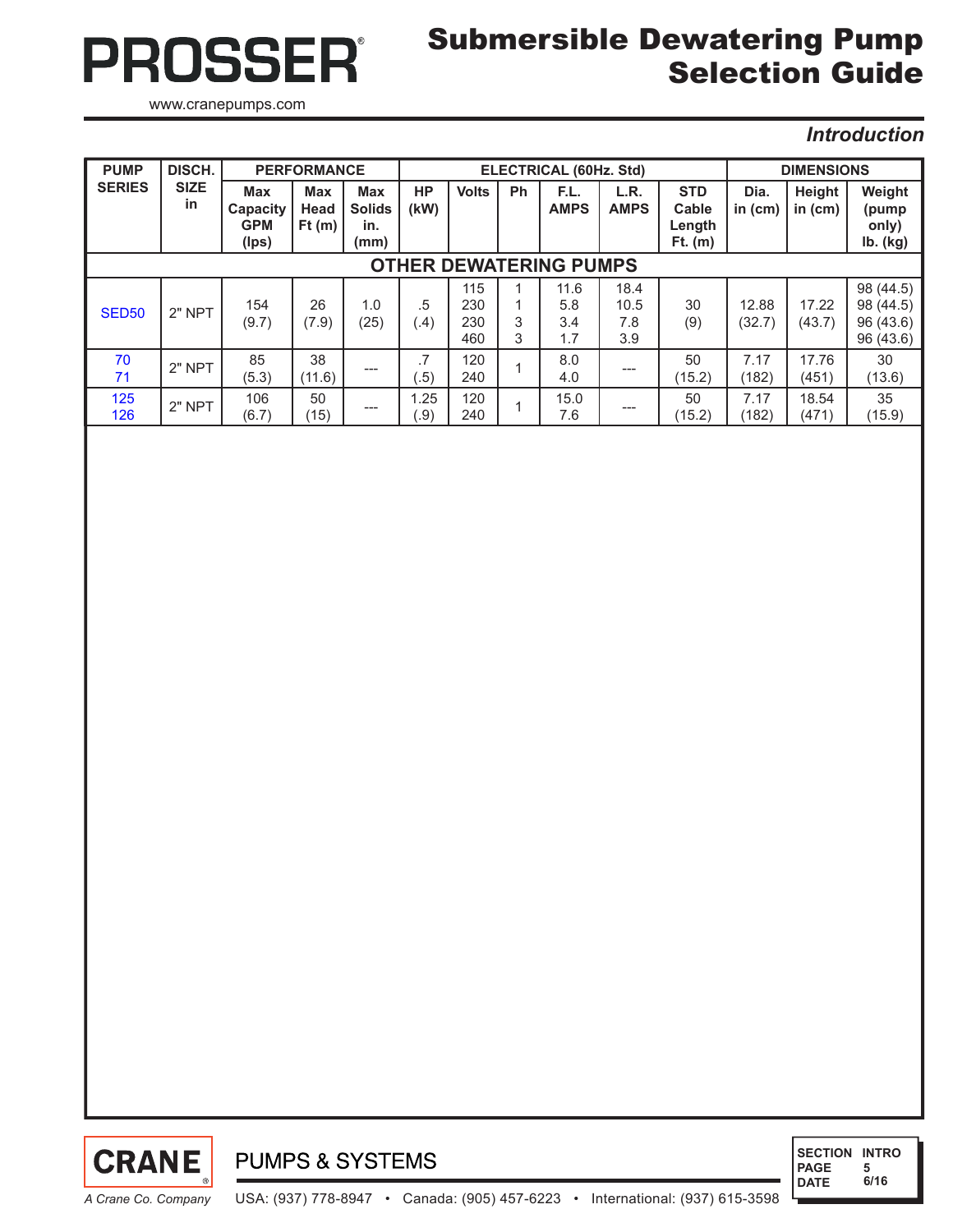# PROSSER

www.cranepumps.com

# Submersible Dewatering Pump Selection Guide

*Introduction*

| PUMP SERIES | DISCH. SIZE in | PERFORMANCE | | | ELECTRICAL (60Hz. Std) | | | | | | DIMENSIONS | | |
|---|---|---|---|---|---|---|---|---|---|---|---|---|---|
| | | Max Capacity GPM (lps) | Max Head Ft (m) | Max Solids in. (mm) | HP (kW) | Volts | Ph | F.L. AMPS | L.R. AMPS | STD Cable Length Ft. (m) | Dia. in (cm) | Height in (cm) | Weight (pump only) lb. (kg) |
| **OTHER DEWATERING PUMPS** | | | | | | | | | | | | | |
| SED50 | 2" NPT | 154 (9.7) | 26 (7.9) | 1.0 (25) | .5 (.4) | 115 230 230 460 | 1 1 3 3 | 11.6 5.8 3.4 1.7 | 18.4 10.5 7.8 3.9 | 30 (9) | 12.88 (32.7) | 17.22 (43.7) | 98 (44.5) 98 (44.5) 96 (43.6) 96 (43.6) |
| 70 71 | 2" NPT | 85 (5.3) | 38 (11.6) | --- | .7 (.5) | 120 240 | 1 | 8.0 4.0 | --- | 50 (15.2) | 7.17 (182) | 17.76 (451) | 30 (13.6) |
| 125 126 | 2" NPT | 106 (6.7) | 50 (15) | --- | 1.25 (.9) | 120 240 | 1 | 15.0 7.6 | --- | 50 (15.2) | 7.17 (182) | 18.54 (471) | 35 (15.9) |

CRANE

*A Crane Co. Company*

PUMPS & SYSTEMS

USA: (937) 778-8947 • Canada: (905) 457-6223 • International: (937) 615-3598

SECTION INTRO
PAGE 5
DATE 6/16